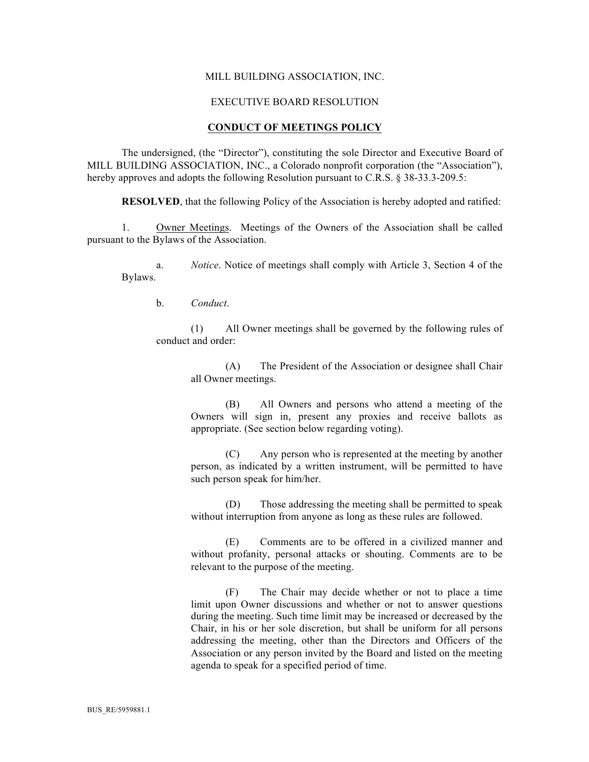MILL BUILDING ASSOCIATION, INC.

EXECUTIVE BOARD RESOLUTION

**CONDUCT OF MEETINGS POLICY**

The undersigned, (the "Director"), constituting the sole Director and Executive Board of MILL BUILDING ASSOCIATION, INC., a Colorado nonprofit corporation (the "Association"), hereby approves and adopts the following Resolution pursuant to C.R.S. § 38-33.3-209.5:

**RESOLVED**, that the following Policy of the Association is hereby adopted and ratified:

1. Owner Meetings. Meetings of the Owners of the Association shall be called pursuant to the Bylaws of the Association.

   a. *Notice*. Notice of meetings shall comply with Article 3, Section 4 of the Bylaws.

   b. *Conduct*.

      (1) All Owner meetings shall be governed by the following rules of conduct and order:

         (A) The President of the Association or designee shall Chair all Owner meetings.

         (B) All Owners and persons who attend a meeting of the Owners will sign in, present any proxies and receive ballots as appropriate. (See section below regarding voting).

         (C) Any person who is represented at the meeting by another person, as indicated by a written instrument, will be permitted to have such person speak for him/her.

         (D) Those addressing the meeting shall be permitted to speak without interruption from anyone as long as these rules are followed.

         (E) Comments are to be offered in a civilized manner and without profanity, personal attacks or shouting. Comments are to be relevant to the purpose of the meeting.

         (F) The Chair may decide whether or not to place a time limit upon Owner discussions and whether or not to answer questions during the meeting. Such time limit may be increased or decreased by the Chair, in his or her sole discretion, but shall be uniform for all persons addressing the meeting, other than the Directors and Officers of the Association or any person invited by the Board and listed on the meeting agenda to speak for a specified period of time.

BUS_RE/5959881.1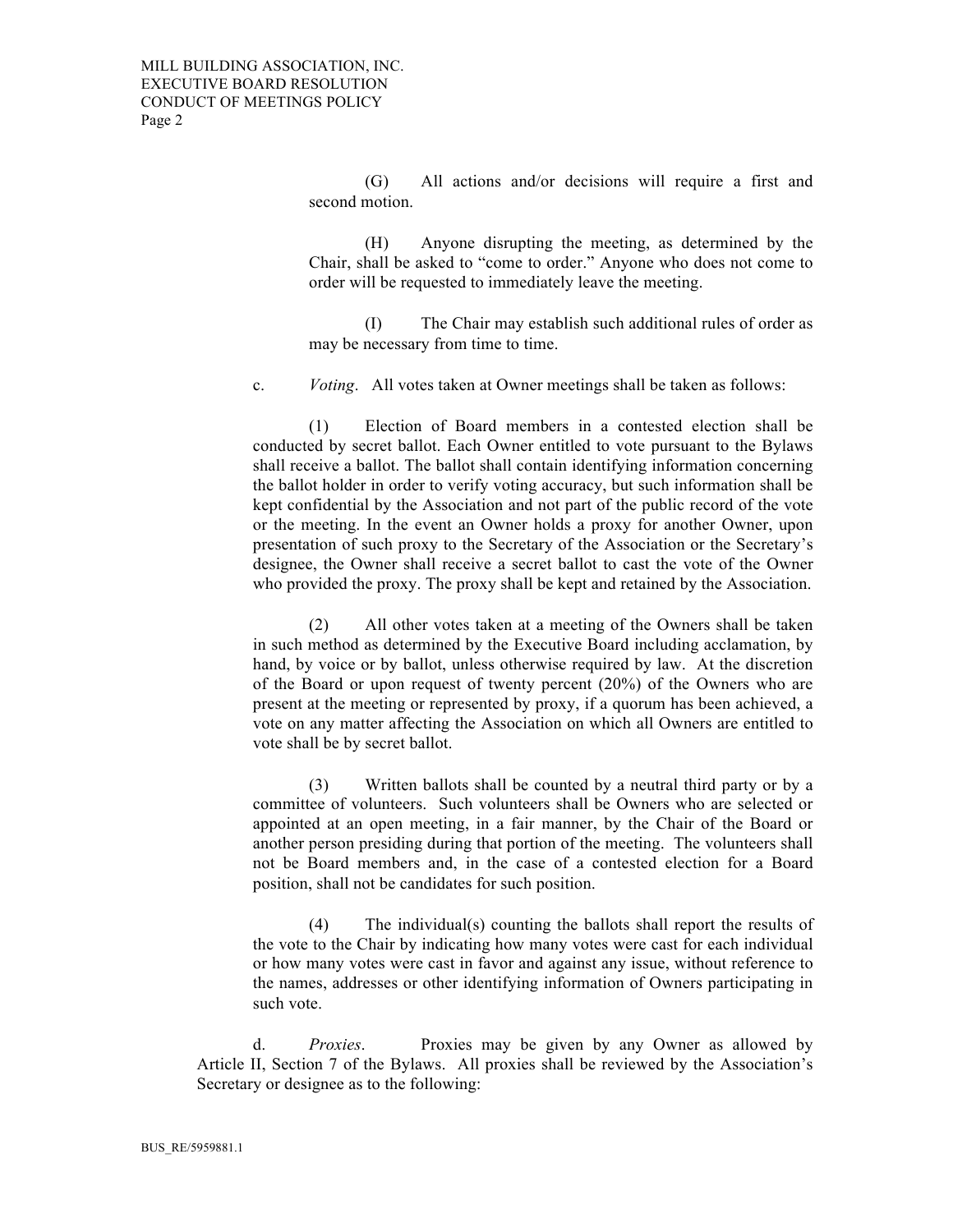(G) All actions and/or decisions will require a first and second motion.

(H) Anyone disrupting the meeting, as determined by the Chair, shall be asked to "come to order." Anyone who does not come to order will be requested to immediately leave the meeting.

(I) The Chair may establish such additional rules of order as may be necessary from time to time.

c. *Voting*. All votes taken at Owner meetings shall be taken as follows:

(1) Election of Board members in a contested election shall be conducted by secret ballot. Each Owner entitled to vote pursuant to the Bylaws shall receive a ballot. The ballot shall contain identifying information concerning the ballot holder in order to verify voting accuracy, but such information shall be kept confidential by the Association and not part of the public record of the vote or the meeting. In the event an Owner holds a proxy for another Owner, upon presentation of such proxy to the Secretary of the Association or the Secretary's designee, the Owner shall receive a secret ballot to cast the vote of the Owner who provided the proxy. The proxy shall be kept and retained by the Association.

(2) All other votes taken at a meeting of the Owners shall be taken in such method as determined by the Executive Board including acclamation, by hand, by voice or by ballot, unless otherwise required by law. At the discretion of the Board or upon request of twenty percent (20%) of the Owners who are present at the meeting or represented by proxy, if a quorum has been achieved, a vote on any matter affecting the Association on which all Owners are entitled to vote shall be by secret ballot.

(3) Written ballots shall be counted by a neutral third party or by a committee of volunteers. Such volunteers shall be Owners who are selected or appointed at an open meeting, in a fair manner, by the Chair of the Board or another person presiding during that portion of the meeting. The volunteers shall not be Board members and, in the case of a contested election for a Board position, shall not be candidates for such position.

(4) The individual(s) counting the ballots shall report the results of the vote to the Chair by indicating how many votes were cast for each individual or how many votes were cast in favor and against any issue, without reference to the names, addresses or other identifying information of Owners participating in such vote.

d. *Proxies*. Proxies may be given by any Owner as allowed by Article II, Section 7 of the Bylaws. All proxies shall be reviewed by the Association's Secretary or designee as to the following: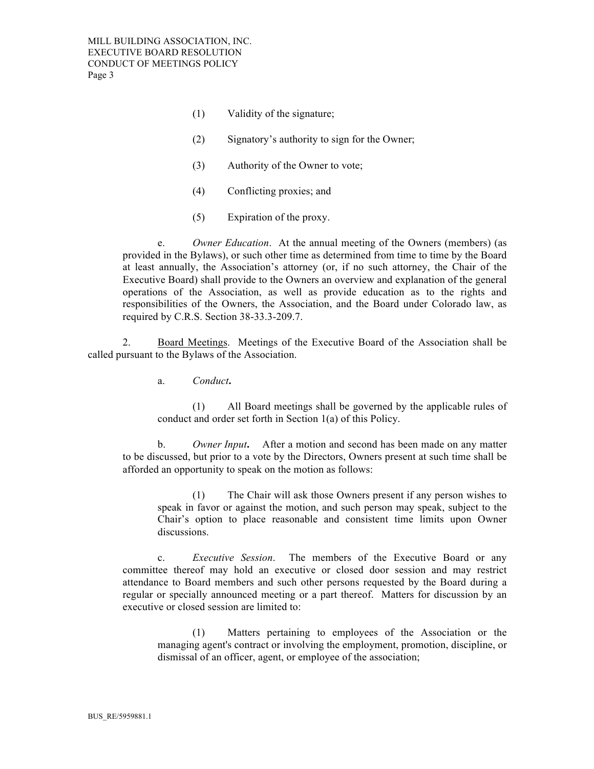(1) Validity of the signature;

(2) Signatory's authority to sign for the Owner;

(3) Authority of the Owner to vote;

(4) Conflicting proxies; and

(5) Expiration of the proxy.

e. *Owner Education*. At the annual meeting of the Owners (members) (as provided in the Bylaws), or such other time as determined from time to time by the Board at least annually, the Association's attorney (or, if no such attorney, the Chair of the Executive Board) shall provide to the Owners an overview and explanation of the general operations of the Association, as well as provide education as to the rights and responsibilities of the Owners, the Association, and the Board under Colorado law, as required by C.R.S. Section 38-33.3-209.7.

2. Board Meetings. Meetings of the Executive Board of the Association shall be called pursuant to the Bylaws of the Association.

a. *Conduct***.**

(1) All Board meetings shall be governed by the applicable rules of conduct and order set forth in Section 1(a) of this Policy.

b. *Owner Input***.** After a motion and second has been made on any matter to be discussed, but prior to a vote by the Directors, Owners present at such time shall be afforded an opportunity to speak on the motion as follows:

(1) The Chair will ask those Owners present if any person wishes to speak in favor or against the motion, and such person may speak, subject to the Chair's option to place reasonable and consistent time limits upon Owner discussions.

c. *Executive Session*. The members of the Executive Board or any committee thereof may hold an executive or closed door session and may restrict attendance to Board members and such other persons requested by the Board during a regular or specially announced meeting or a part thereof. Matters for discussion by an executive or closed session are limited to:

(1) Matters pertaining to employees of the Association or the managing agent's contract or involving the employment, promotion, discipline, or dismissal of an officer, agent, or employee of the association;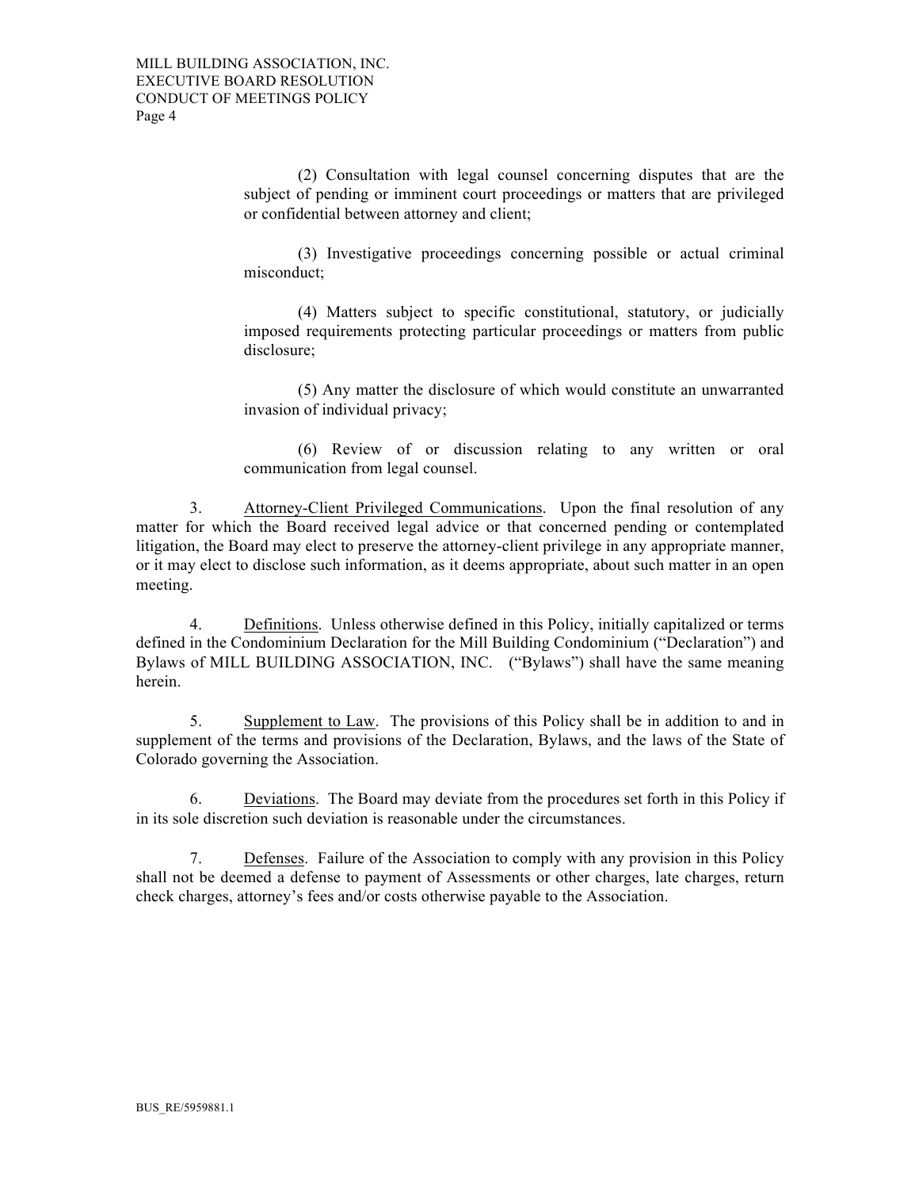(2) Consultation with legal counsel concerning disputes that are the subject of pending or imminent court proceedings or matters that are privileged or confidential between attorney and client;

(3) Investigative proceedings concerning possible or actual criminal misconduct;

(4) Matters subject to specific constitutional, statutory, or judicially imposed requirements protecting particular proceedings or matters from public disclosure;

(5) Any matter the disclosure of which would constitute an unwarranted invasion of individual privacy;

(6) Review of or discussion relating to any written or oral communication from legal counsel.

3. Attorney-Client Privileged Communications. Upon the final resolution of any matter for which the Board received legal advice or that concerned pending or contemplated litigation, the Board may elect to preserve the attorney-client privilege in any appropriate manner, or it may elect to disclose such information, as it deems appropriate, about such matter in an open meeting.

4. Definitions. Unless otherwise defined in this Policy, initially capitalized or terms defined in the Condominium Declaration for the Mill Building Condominium ("Declaration") and Bylaws of MILL BUILDING ASSOCIATION, INC. ("Bylaws") shall have the same meaning herein.

5. Supplement to Law. The provisions of this Policy shall be in addition to and in supplement of the terms and provisions of the Declaration, Bylaws, and the laws of the State of Colorado governing the Association.

6. Deviations. The Board may deviate from the procedures set forth in this Policy if in its sole discretion such deviation is reasonable under the circumstances.

7. Defenses. Failure of the Association to comply with any provision in this Policy shall not be deemed a defense to payment of Assessments or other charges, late charges, return check charges, attorney's fees and/or costs otherwise payable to the Association.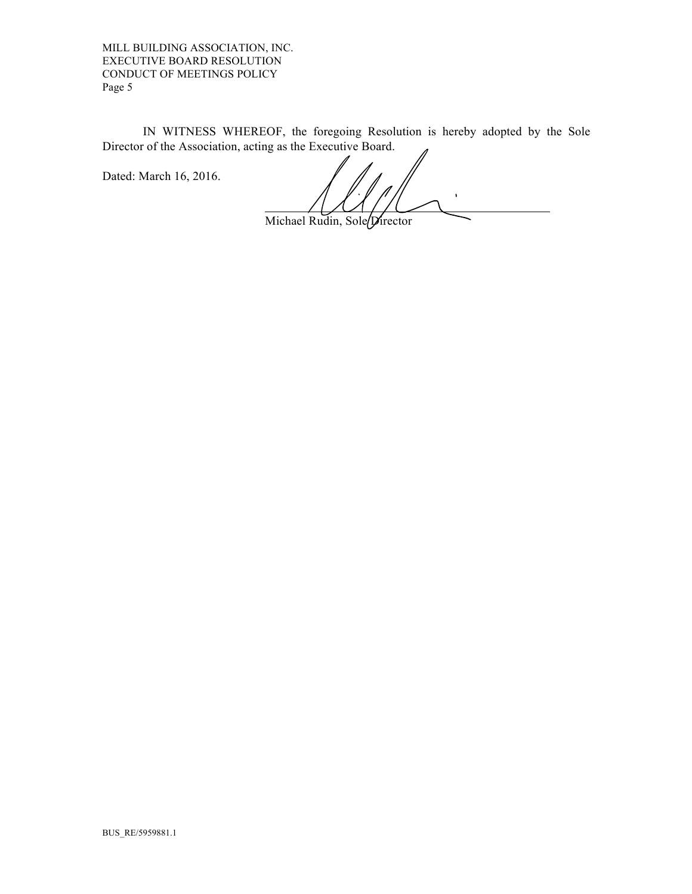IN WITNESS WHEREOF, the foregoing Resolution is hereby adopted by the Sole Director of the Association, acting as the Executive Board.

Dated: March 16, 2016.

Michael Rudin, Sole Director

BUS_RE/5959881.1